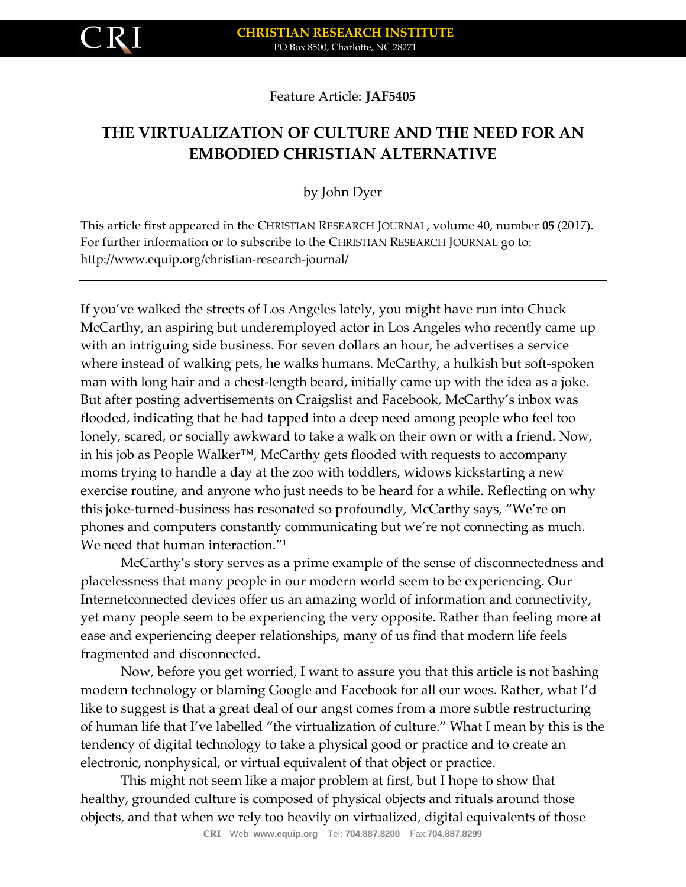Feature Article: **JAF5405**

# THE VIRTUALIZATION OF CULTURE AND THE NEED FOR AN EMBODIED CHRISTIAN ALTERNATIVE

by John Dyer

This article first appeared in the CHRISTIAN RESEARCH JOURNAL, volume 40, number **05** (2017). For further information or to subscribe to the CHRISTIAN RESEARCH JOURNAL go to: http://www.equip.org/christian-research-journal/

---

If you've walked the streets of Los Angeles lately, you might have run into Chuck McCarthy, an aspiring but underemployed actor in Los Angeles who recently came up with an intriguing side business. For seven dollars an hour, he advertises a service where instead of walking pets, he walks humans. McCarthy, a hulkish but soft-spoken man with long hair and a chest-length beard, initially came up with the idea as a joke. But after posting advertisements on Craigslist and Facebook, McCarthy's inbox was flooded, indicating that he had tapped into a deep need among people who feel too lonely, scared, or socially awkward to take a walk on their own or with a friend. Now, in his job as People Walker™, McCarthy gets flooded with requests to accompany moms trying to handle a day at the zoo with toddlers, widows kickstarting a new exercise routine, and anyone who just needs to be heard for a while. Reflecting on why this joke-turned-business has resonated so profoundly, McCarthy says, "We're on phones and computers constantly communicating but we're not connecting as much. We need that human interaction."[1]

McCarthy's story serves as a prime example of the sense of disconnectedness and placelessness that many people in our modern world seem to be experiencing. Our Internetconnected devices offer us an amazing world of information and connectivity, yet many people seem to be experiencing the very opposite. Rather than feeling more at ease and experiencing deeper relationships, many of us find that modern life feels fragmented and disconnected.

Now, before you get worried, I want to assure you that this article is not bashing modern technology or blaming Google and Facebook for all our woes. Rather, what I'd like to suggest is that a great deal of our angst comes from a more subtle restructuring of human life that I've labelled "the virtualization of culture." What I mean by this is the tendency of digital technology to take a physical good or practice and to create an electronic, nonphysical, or virtual equivalent of that object or practice.

This might not seem like a major problem at first, but I hope to show that healthy, grounded culture is composed of physical objects and rituals around those objects, and that when we rely too heavily on virtualized, digital equivalents of those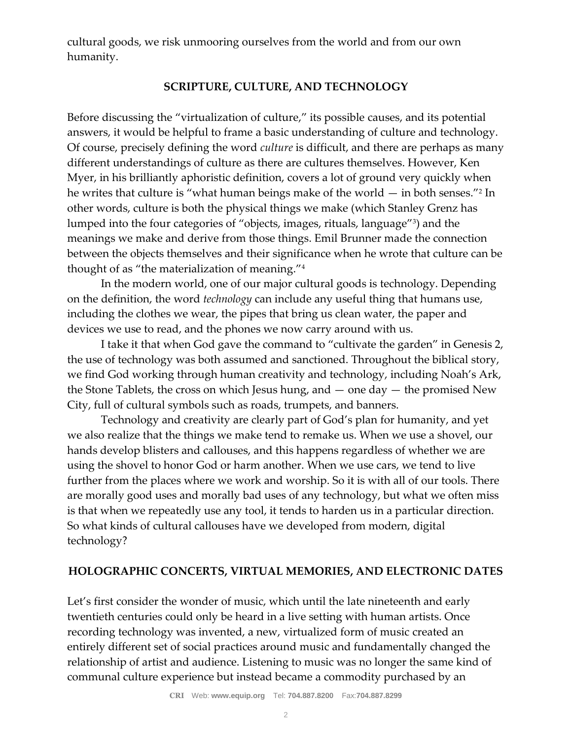cultural goods, we risk unmooring ourselves from the world and from our own humanity.

## SCRIPTURE, CULTURE, AND TECHNOLOGY

Before discussing the "virtualization of culture," its possible causes, and its potential answers, it would be helpful to frame a basic understanding of culture and technology. Of course, precisely defining the word *culture* is difficult, and there are perhaps as many different understandings of culture as there are cultures themselves. However, Ken Myer, in his brilliantly aphoristic definition, covers a lot of ground very quickly when he writes that culture is "what human beings make of the world — in both senses."[2] In other words, culture is both the physical things we make (which Stanley Grenz has lumped into the four categories of "objects, images, rituals, language"[3]) and the meanings we make and derive from those things. Emil Brunner made the connection between the objects themselves and their significance when he wrote that culture can be thought of as "the materialization of meaning."[4]

In the modern world, one of our major cultural goods is technology. Depending on the definition, the word *technology* can include any useful thing that humans use, including the clothes we wear, the pipes that bring us clean water, the paper and devices we use to read, and the phones we now carry around with us.

I take it that when God gave the command to "cultivate the garden" in Genesis 2, the use of technology was both assumed and sanctioned. Throughout the biblical story, we find God working through human creativity and technology, including Noah's Ark, the Stone Tablets, the cross on which Jesus hung, and — one day — the promised New City, full of cultural symbols such as roads, trumpets, and banners.

Technology and creativity are clearly part of God's plan for humanity, and yet we also realize that the things we make tend to remake us. When we use a shovel, our hands develop blisters and callouses, and this happens regardless of whether we are using the shovel to honor God or harm another. When we use cars, we tend to live further from the places where we work and worship. So it is with all of our tools. There are morally good uses and morally bad uses of any technology, but what we often miss is that when we repeatedly use any tool, it tends to harden us in a particular direction. So what kinds of cultural callouses have we developed from modern, digital technology?

## HOLOGRAPHIC CONCERTS, VIRTUAL MEMORIES, AND ELECTRONIC DATES

Let's first consider the wonder of music, which until the late nineteenth and early twentieth centuries could only be heard in a live setting with human artists. Once recording technology was invented, a new, virtualized form of music created an entirely different set of social practices around music and fundamentally changed the relationship of artist and audience. Listening to music was no longer the same kind of communal culture experience but instead became a commodity purchased by an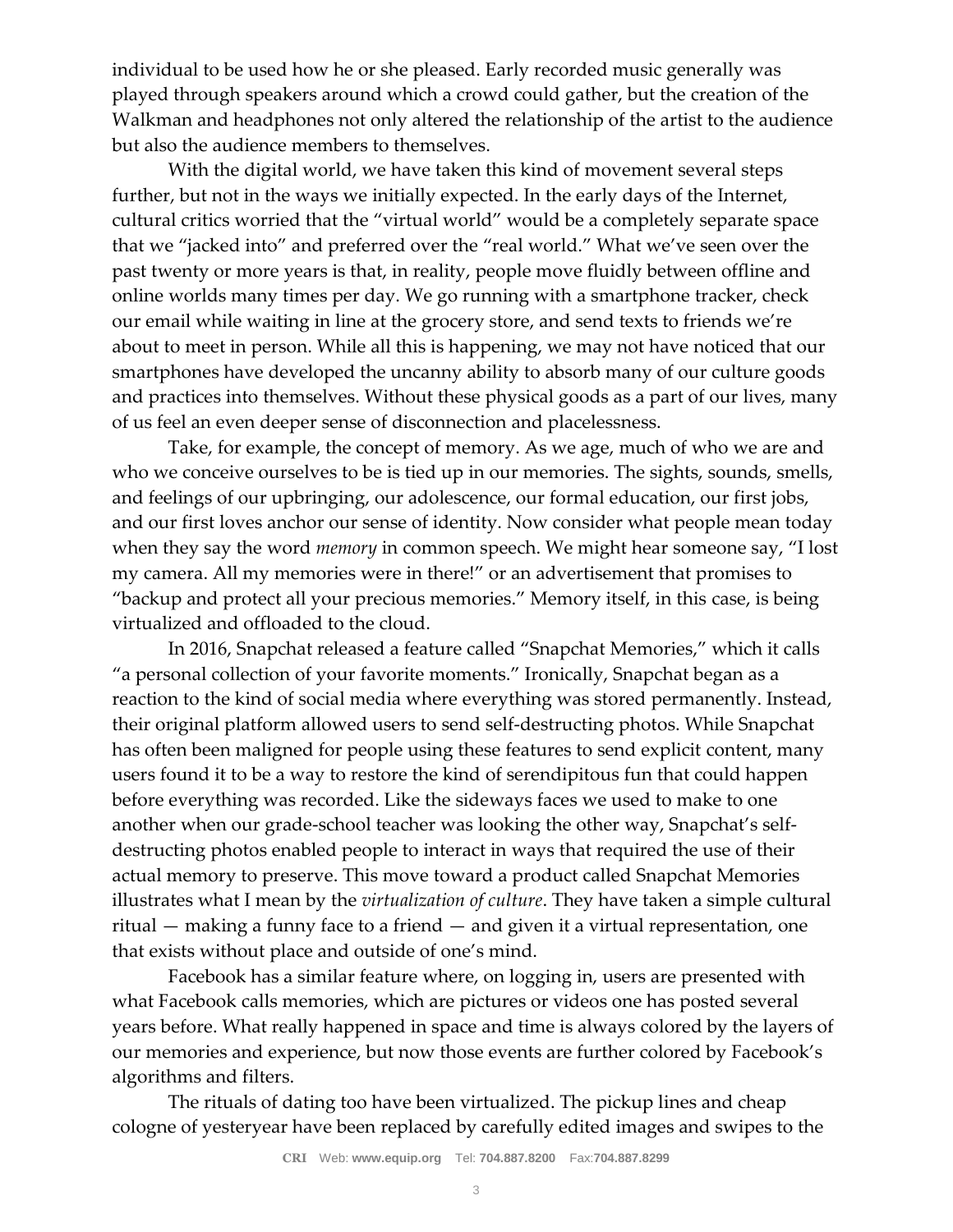individual to be used how he or she pleased. Early recorded music generally was played through speakers around which a crowd could gather, but the creation of the Walkman and headphones not only altered the relationship of the artist to the audience but also the audience members to themselves.

With the digital world, we have taken this kind of movement several steps further, but not in the ways we initially expected. In the early days of the Internet, cultural critics worried that the "virtual world" would be a completely separate space that we "jacked into" and preferred over the "real world." What we've seen over the past twenty or more years is that, in reality, people move fluidly between offline and online worlds many times per day. We go running with a smartphone tracker, check our email while waiting in line at the grocery store, and send texts to friends we're about to meet in person. While all this is happening, we may not have noticed that our smartphones have developed the uncanny ability to absorb many of our culture goods and practices into themselves. Without these physical goods as a part of our lives, many of us feel an even deeper sense of disconnection and placelessness.

Take, for example, the concept of memory. As we age, much of who we are and who we conceive ourselves to be is tied up in our memories. The sights, sounds, smells, and feelings of our upbringing, our adolescence, our formal education, our first jobs, and our first loves anchor our sense of identity. Now consider what people mean today when they say the word *memory* in common speech. We might hear someone say, "I lost my camera. All my memories were in there!" or an advertisement that promises to "backup and protect all your precious memories." Memory itself, in this case, is being virtualized and offloaded to the cloud.

In 2016, Snapchat released a feature called "Snapchat Memories," which it calls "a personal collection of your favorite moments." Ironically, Snapchat began as a reaction to the kind of social media where everything was stored permanently. Instead, their original platform allowed users to send self-destructing photos. While Snapchat has often been maligned for people using these features to send explicit content, many users found it to be a way to restore the kind of serendipitous fun that could happen before everything was recorded. Like the sideways faces we used to make to one another when our grade-school teacher was looking the other way, Snapchat's self-destructing photos enabled people to interact in ways that required the use of their actual memory to preserve. This move toward a product called Snapchat Memories illustrates what I mean by the *virtualization of culture*. They have taken a simple cultural ritual — making a funny face to a friend — and given it a virtual representation, one that exists without place and outside of one's mind.

Facebook has a similar feature where, on logging in, users are presented with what Facebook calls memories, which are pictures or videos one has posted several years before. What really happened in space and time is always colored by the layers of our memories and experience, but now those events are further colored by Facebook's algorithms and filters.

The rituals of dating too have been virtualized. The pickup lines and cheap cologne of yesteryear have been replaced by carefully edited images and swipes to the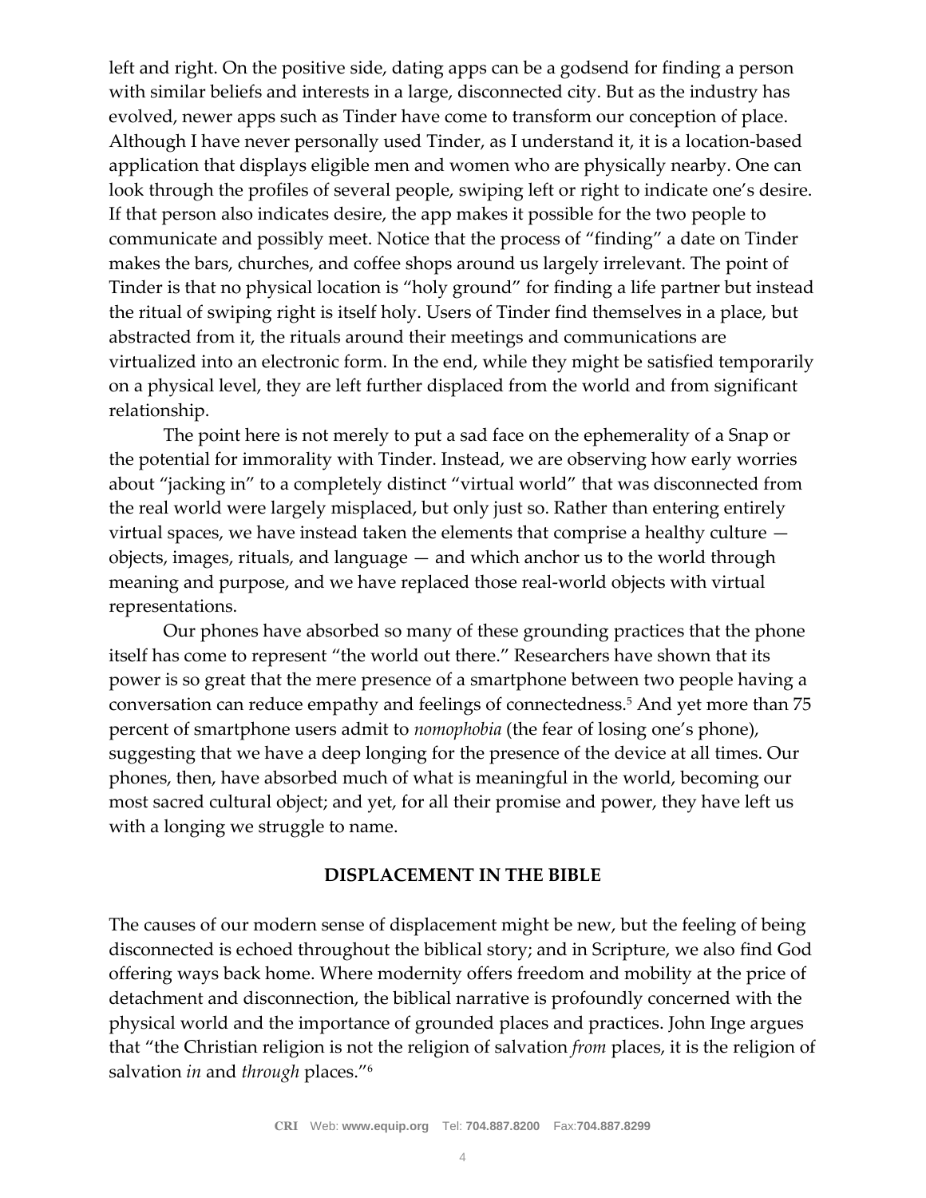left and right. On the positive side, dating apps can be a godsend for finding a person with similar beliefs and interests in a large, disconnected city. But as the industry has evolved, newer apps such as Tinder have come to transform our conception of place. Although I have never personally used Tinder, as I understand it, it is a location-based application that displays eligible men and women who are physically nearby. One can look through the profiles of several people, swiping left or right to indicate one's desire. If that person also indicates desire, the app makes it possible for the two people to communicate and possibly meet. Notice that the process of "finding" a date on Tinder makes the bars, churches, and coffee shops around us largely irrelevant. The point of Tinder is that no physical location is "holy ground" for finding a life partner but instead the ritual of swiping right is itself holy. Users of Tinder find themselves in a place, but abstracted from it, the rituals around their meetings and communications are virtualized into an electronic form. In the end, while they might be satisfied temporarily on a physical level, they are left further displaced from the world and from significant relationship.

The point here is not merely to put a sad face on the ephemerality of a Snap or the potential for immorality with Tinder. Instead, we are observing how early worries about "jacking in" to a completely distinct "virtual world" that was disconnected from the real world were largely misplaced, but only just so. Rather than entering entirely virtual spaces, we have instead taken the elements that comprise a healthy culture — objects, images, rituals, and language — and which anchor us to the world through meaning and purpose, and we have replaced those real-world objects with virtual representations.

Our phones have absorbed so many of these grounding practices that the phone itself has come to represent "the world out there." Researchers have shown that its power is so great that the mere presence of a smartphone between two people having a conversation can reduce empathy and feelings of connectedness.[5] And yet more than 75 percent of smartphone users admit to *nomophobia* (the fear of losing one's phone), suggesting that we have a deep longing for the presence of the device at all times. Our phones, then, have absorbed much of what is meaningful in the world, becoming our most sacred cultural object; and yet, for all their promise and power, they have left us with a longing we struggle to name.

## DISPLACEMENT IN THE BIBLE

The causes of our modern sense of displacement might be new, but the feeling of being disconnected is echoed throughout the biblical story; and in Scripture, we also find God offering ways back home. Where modernity offers freedom and mobility at the price of detachment and disconnection, the biblical narrative is profoundly concerned with the physical world and the importance of grounded places and practices. John Inge argues that "the Christian religion is not the religion of salvation *from* places, it is the religion of salvation *in* and *through* places."[6]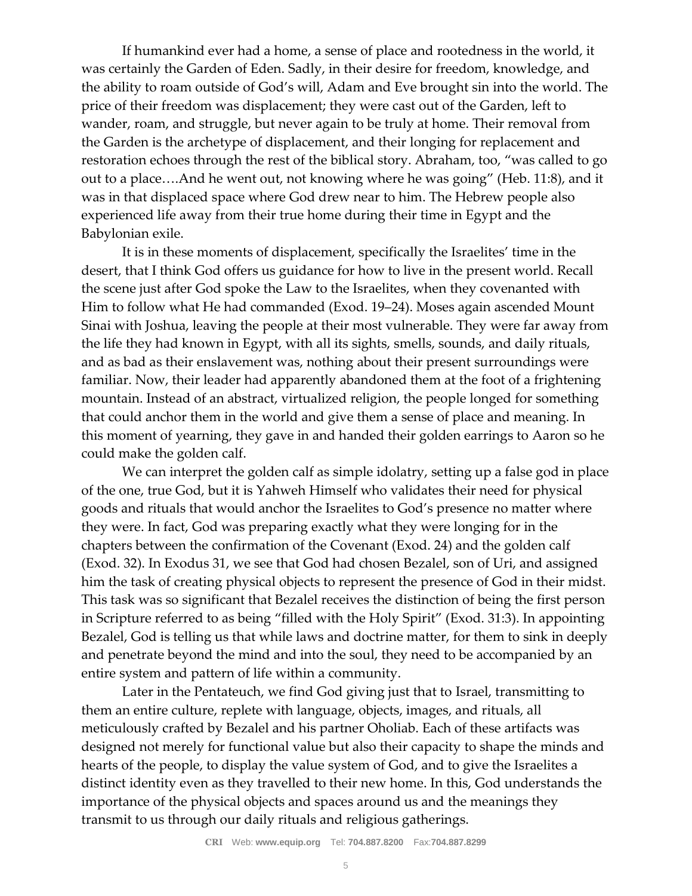If humankind ever had a home, a sense of place and rootedness in the world, it was certainly the Garden of Eden. Sadly, in their desire for freedom, knowledge, and the ability to roam outside of God's will, Adam and Eve brought sin into the world. The price of their freedom was displacement; they were cast out of the Garden, left to wander, roam, and struggle, but never again to be truly at home. Their removal from the Garden is the archetype of displacement, and their longing for replacement and restoration echoes through the rest of the biblical story. Abraham, too, "was called to go out to a place….And he went out, not knowing where he was going" (Heb. 11:8), and it was in that displaced space where God drew near to him. The Hebrew people also experienced life away from their true home during their time in Egypt and the Babylonian exile.

It is in these moments of displacement, specifically the Israelites' time in the desert, that I think God offers us guidance for how to live in the present world. Recall the scene just after God spoke the Law to the Israelites, when they covenanted with Him to follow what He had commanded (Exod. 19–24). Moses again ascended Mount Sinai with Joshua, leaving the people at their most vulnerable. They were far away from the life they had known in Egypt, with all its sights, smells, sounds, and daily rituals, and as bad as their enslavement was, nothing about their present surroundings were familiar. Now, their leader had apparently abandoned them at the foot of a frightening mountain. Instead of an abstract, virtualized religion, the people longed for something that could anchor them in the world and give them a sense of place and meaning. In this moment of yearning, they gave in and handed their golden earrings to Aaron so he could make the golden calf.

We can interpret the golden calf as simple idolatry, setting up a false god in place of the one, true God, but it is Yahweh Himself who validates their need for physical goods and rituals that would anchor the Israelites to God's presence no matter where they were. In fact, God was preparing exactly what they were longing for in the chapters between the confirmation of the Covenant (Exod. 24) and the golden calf (Exod. 32). In Exodus 31, we see that God had chosen Bezalel, son of Uri, and assigned him the task of creating physical objects to represent the presence of God in their midst. This task was so significant that Bezalel receives the distinction of being the first person in Scripture referred to as being "filled with the Holy Spirit" (Exod. 31:3). In appointing Bezalel, God is telling us that while laws and doctrine matter, for them to sink in deeply and penetrate beyond the mind and into the soul, they need to be accompanied by an entire system and pattern of life within a community.

Later in the Pentateuch, we find God giving just that to Israel, transmitting to them an entire culture, replete with language, objects, images, and rituals, all meticulously crafted by Bezalel and his partner Oholiab. Each of these artifacts was designed not merely for functional value but also their capacity to shape the minds and hearts of the people, to display the value system of God, and to give the Israelites a distinct identity even as they travelled to their new home. In this, God understands the importance of the physical objects and spaces around us and the meanings they transmit to us through our daily rituals and religious gatherings.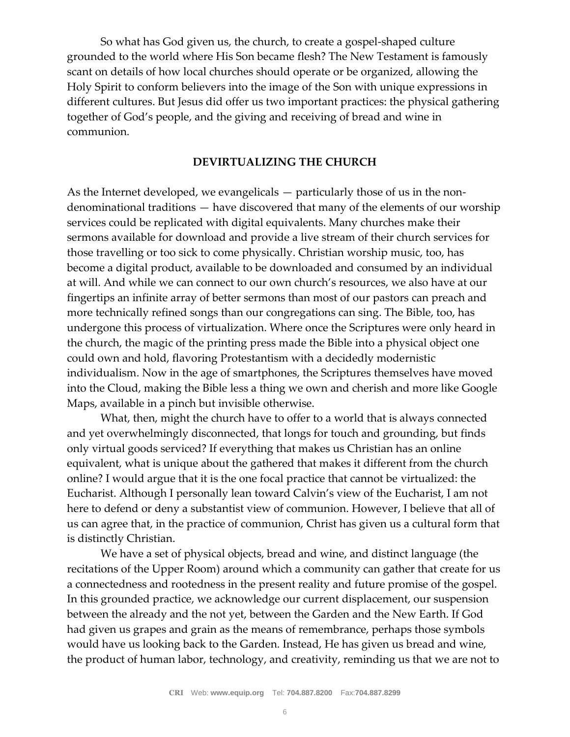So what has God given us, the church, to create a gospel-shaped culture grounded to the world where His Son became flesh? The New Testament is famously scant on details of how local churches should operate or be organized, allowing the Holy Spirit to conform believers into the image of the Son with unique expressions in different cultures. But Jesus did offer us two important practices: the physical gathering together of God's people, and the giving and receiving of bread and wine in communion.

## DEVIRTUALIZING THE CHURCH

As the Internet developed, we evangelicals — particularly those of us in the non-denominational traditions — have discovered that many of the elements of our worship services could be replicated with digital equivalents. Many churches make their sermons available for download and provide a live stream of their church services for those travelling or too sick to come physically. Christian worship music, too, has become a digital product, available to be downloaded and consumed by an individual at will. And while we can connect to our own church's resources, we also have at our fingertips an infinite array of better sermons than most of our pastors can preach and more technically refined songs than our congregations can sing. The Bible, too, has undergone this process of virtualization. Where once the Scriptures were only heard in the church, the magic of the printing press made the Bible into a physical object one could own and hold, flavoring Protestantism with a decidedly modernistic individualism. Now in the age of smartphones, the Scriptures themselves have moved into the Cloud, making the Bible less a thing we own and cherish and more like Google Maps, available in a pinch but invisible otherwise.

What, then, might the church have to offer to a world that is always connected and yet overwhelmingly disconnected, that longs for touch and grounding, but finds only virtual goods serviced? If everything that makes us Christian has an online equivalent, what is unique about the gathered that makes it different from the church online? I would argue that it is the one focal practice that cannot be virtualized: the Eucharist. Although I personally lean toward Calvin's view of the Eucharist, I am not here to defend or deny a substantist view of communion. However, I believe that all of us can agree that, in the practice of communion, Christ has given us a cultural form that is distinctly Christian.

We have a set of physical objects, bread and wine, and distinct language (the recitations of the Upper Room) around which a community can gather that create for us a connectedness and rootedness in the present reality and future promise of the gospel. In this grounded practice, we acknowledge our current displacement, our suspension between the already and the not yet, between the Garden and the New Earth. If God had given us grapes and grain as the means of remembrance, perhaps those symbols would have us looking back to the Garden. Instead, He has given us bread and wine, the product of human labor, technology, and creativity, reminding us that we are not to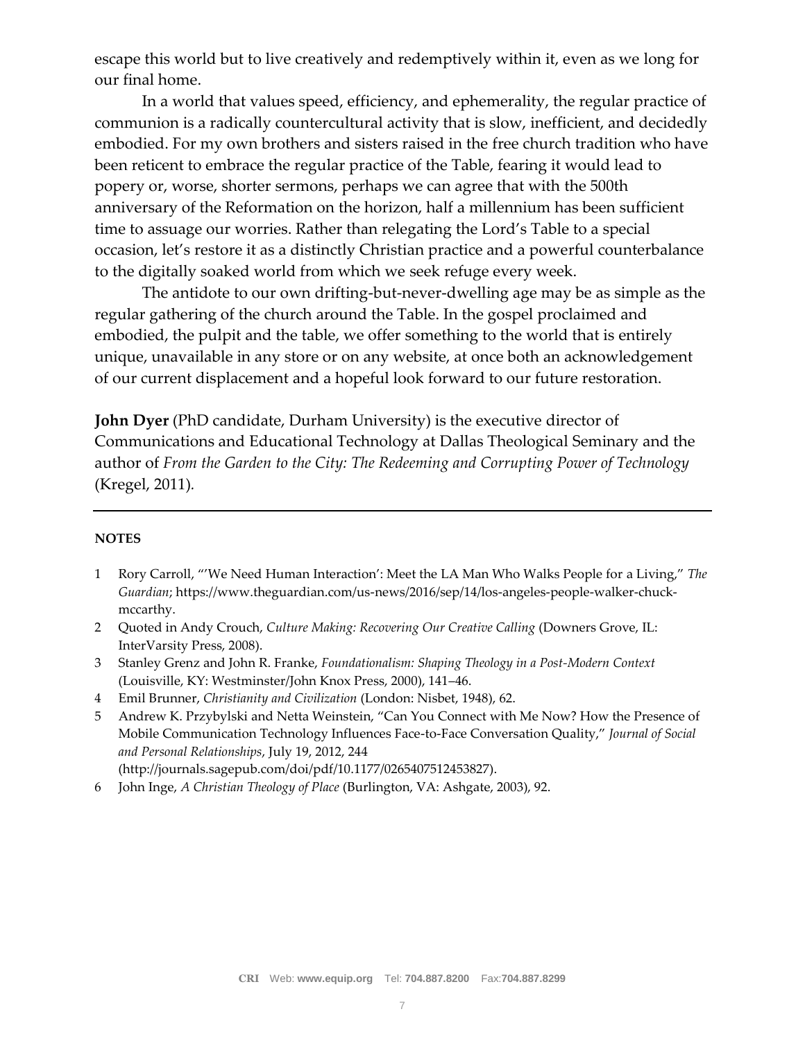escape this world but to live creatively and redemptively within it, even as we long for our final home.

In a world that values speed, efficiency, and ephemerality, the regular practice of communion is a radically countercultural activity that is slow, inefficient, and decidedly embodied. For my own brothers and sisters raised in the free church tradition who have been reticent to embrace the regular practice of the Table, fearing it would lead to popery or, worse, shorter sermons, perhaps we can agree that with the 500th anniversary of the Reformation on the horizon, half a millennium has been sufficient time to assuage our worries. Rather than relegating the Lord's Table to a special occasion, let's restore it as a distinctly Christian practice and a powerful counterbalance to the digitally soaked world from which we seek refuge every week.

The antidote to our own drifting-but-never-dwelling age may be as simple as the regular gathering of the church around the Table. In the gospel proclaimed and embodied, the pulpit and the table, we offer something to the world that is entirely unique, unavailable in any store or on any website, at once both an acknowledgement of our current displacement and a hopeful look forward to our future restoration.

**John Dyer** (PhD candidate, Durham University) is the executive director of Communications and Educational Technology at Dallas Theological Seminary and the author of *From the Garden to the City: The Redeeming and Corrupting Power of Technology* (Kregel, 2011).

---

**NOTES**

1. Rory Carroll, "'We Need Human Interaction': Meet the LA Man Who Walks People for a Living," *The Guardian*; https://www.theguardian.com/us-news/2016/sep/14/los-angeles-people-walker-chuck-mccarthy.
2. Quoted in Andy Crouch, *Culture Making: Recovering Our Creative Calling* (Downers Grove, IL: InterVarsity Press, 2008).
3. Stanley Grenz and John R. Franke, *Foundationalism: Shaping Theology in a Post-Modern Context* (Louisville, KY: Westminster/John Knox Press, 2000), 141–46.
4. Emil Brunner, *Christianity and Civilization* (London: Nisbet, 1948), 62.
5. Andrew K. Przybylski and Netta Weinstein, "Can You Connect with Me Now? How the Presence of Mobile Communication Technology Influences Face-to-Face Conversation Quality," *Journal of Social and Personal Relationships*, July 19, 2012, 244 (http://journals.sagepub.com/doi/pdf/10.1177/0265407512453827).
6. John Inge, *A Christian Theology of Place* (Burlington, VA: Ashgate, 2003), 92.